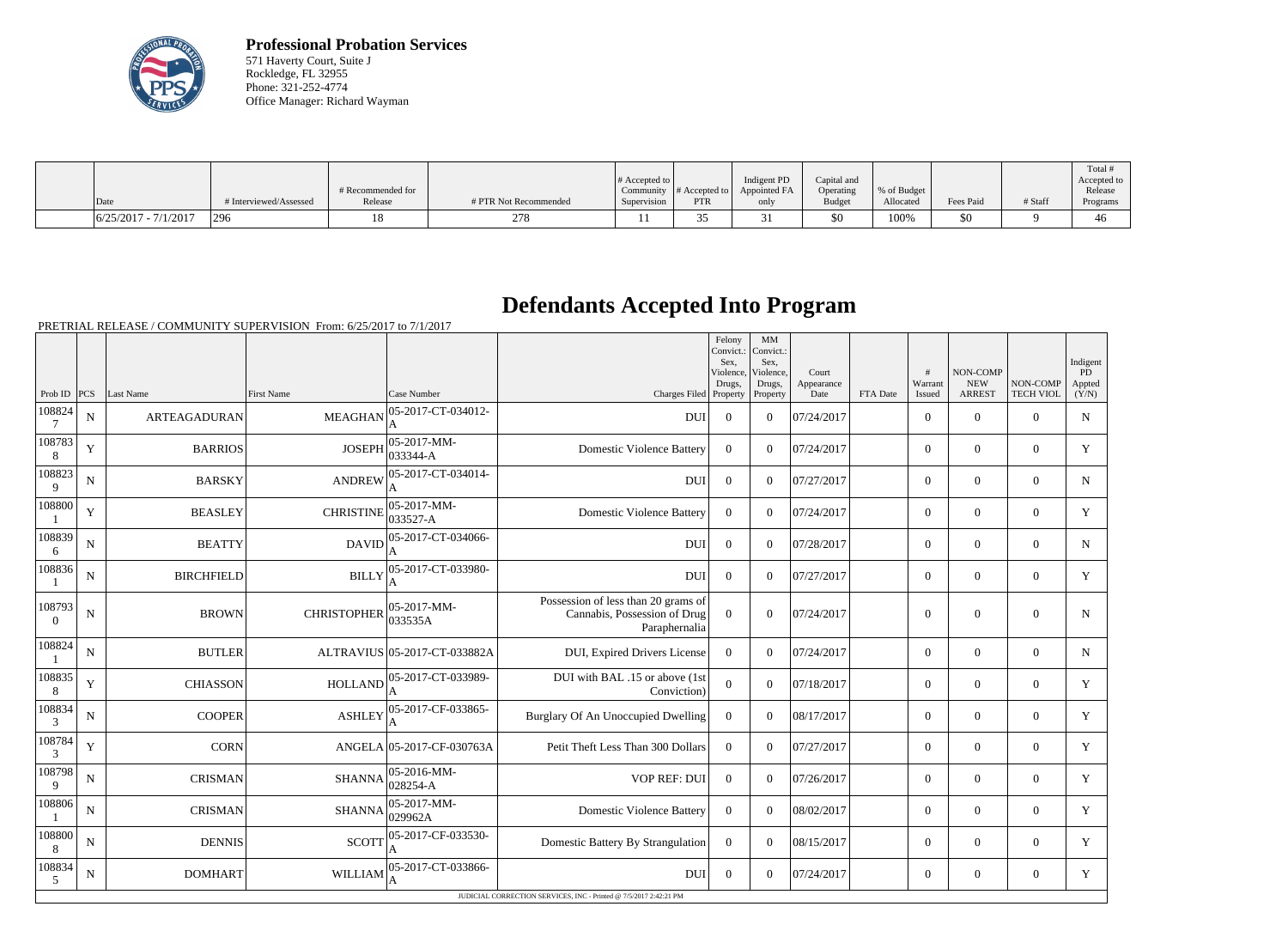**Professional Probation Services**
571 Haverty Court, Suite J
Rockledge, FL 32955
Phone: 321-252-4774
Office Manager: Richard Wayman

| Date | # Interviewed/Assessed | # Recommended for Release | # PTR Not Recommended | # Accepted to Community Supervision | # Accepted to PTR | Indigent PD Appointed FA only | Capital and Operating Budget | % of Budget Allocated | Fees Paid | # Staff | Total # Accepted to Release Programs |
|---|---|---|---|---|---|---|---|---|---|---|---|
| 6/25/2017 - 7/1/2017 | 296 | 18 | 278 | 11 | 35 | 31 | $0 | 100% | $0 | 9 | 46 |

# Defendants Accepted Into Program

PRETRIAL RELEASE / COMMUNITY SUPERVISION From: 6/25/2017 to 7/1/2017

| Prob ID | PCS | Last Name | First Name | Case Number | Charges Filed | Felony Convict.: Sex, Violence, Drugs, Property | MM Convict.: Sex, Violence, Drugs, Property | Court Appearance Date | FTA Date | # Warrant Issued | NON-COMP NEW ARREST | NON-COMP TECH VIOL | Indigent PD Appted (Y/N) |
|---|---|---|---|---|---|---|---|---|---|---|---|---|---|
| 1088247 | N | ARTEAGADURAN | MEAGHAN | 05-2017-CT-034012-A | DUI | 0 | 0 | 07/24/2017 | | 0 | 0 | 0 | N |
| 1087838 | Y | BARRIOS | JOSEPH | 05-2017-MM-033344-A | Domestic Violence Battery | 0 | 0 | 07/24/2017 | | 0 | 0 | 0 | Y |
| 1088239 | N | BARSKY | ANDREW | 05-2017-CT-034014-A | DUI | 0 | 0 | 07/27/2017 | | 0 | 0 | 0 | N |
| 1088001 | Y | BEASLEY | CHRISTINE | 05-2017-MM-033527-A | Domestic Violence Battery | 0 | 0 | 07/24/2017 | | 0 | 0 | 0 | Y |
| 1088396 | N | BEATTY | DAVID | 05-2017-CT-034066-A | DUI | 0 | 0 | 07/28/2017 | | 0 | 0 | 0 | N |
| 1088361 | N | BIRCHFIELD | BILLY | 05-2017-CT-033980-A | DUI | 0 | 0 | 07/27/2017 | | 0 | 0 | 0 | Y |
| 1087930 | N | BROWN | CHRISTOPHER | 05-2017-MM-033535A | Possession of less than 20 grams of Cannabis, Possession of Drug Paraphernalia | 0 | 0 | 07/24/2017 | | 0 | 0 | 0 | N |
| 1088241 | N | BUTLER | ALTRAVIUS | 05-2017-CT-033882A | DUI, Expired Drivers License | 0 | 0 | 07/24/2017 | | 0 | 0 | 0 | N |
| 1088358 | Y | CHIASSON | HOLLAND | 05-2017-CT-033989-A | DUI with BAL .15 or above (1st Conviction) | 0 | 0 | 07/18/2017 | | 0 | 0 | 0 | Y |
| 1088343 | N | COOPER | ASHLEY | 05-2017-CF-033865-A | Burglary Of An Unoccupied Dwelling | 0 | 0 | 08/17/2017 | | 0 | 0 | 0 | Y |
| 1087843 | Y | CORN | ANGELA | 05-2017-CF-030763A | Petit Theft Less Than 300 Dollars | 0 | 0 | 07/27/2017 | | 0 | 0 | 0 | Y |
| 1087989 | N | CRISMAN | SHANNA | 05-2016-MM-028254-A | VOP REF: DUI | 0 | 0 | 07/26/2017 | | 0 | 0 | 0 | Y |
| 1088061 | N | CRISMAN | SHANNA | 05-2017-MM-029962A | Domestic Violence Battery | 0 | 0 | 08/02/2017 | | 0 | 0 | 0 | Y |
| 1088008 | N | DENNIS | SCOTT | 05-2017-CF-033530-A | Domestic Battery By Strangulation | 0 | 0 | 08/15/2017 | | 0 | 0 | 0 | Y |
| 1088345 | N | DOMHART | WILLIAM | 05-2017-CT-033866-A | DUI | 0 | 0 | 07/24/2017 | | 0 | 0 | 0 | Y |

JUDICIAL CORRECTION SERVICES, INC - Printed @ 7/5/2017 2:42:21 PM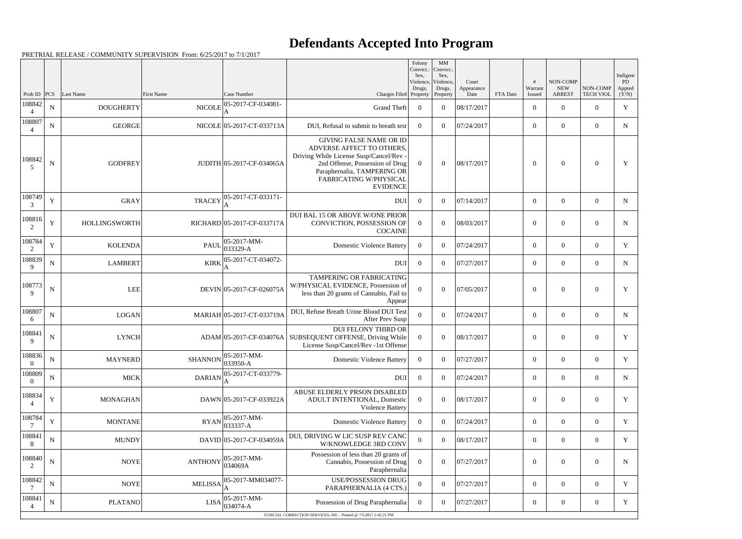# Defendants Accepted Into Program

PRETRIAL RELEASE / COMMUNITY SUPERVISION From: 6/25/2017 to 7/1/2017

| Prob ID | PCS | Last Name | First Name | Case Number | Charges Filed | Felony Convict.: Sex, Violence, Drugs, Property | MM Convict.: Sex, Violence, Drugs, Property | Court Appearance Date | FTA Date | # Warrant Issued | NON-COMP NEW ARREST | NON-COMP TECH VIOL | Indigent PD Appted (Y/N) |
|---|---|---|---|---|---|---|---|---|---|---|---|---|---|
| 1088424 | N | DOUGHERTY | NICOLE | 05-2017-CF-034081-A | Grand Theft | 0 | 0 | 08/17/2017 | | 0 | 0 | 0 | Y |
| 1088074 | N | GEORGE | NICOLE | 05-2017-CT-033713A | DUI, Refusal to submit to breath test | 0 | 0 | 07/24/2017 | | 0 | 0 | 0 | N |
| 1088425 | N | GODFREY | JUDITH | 05-2017-CF-034065A | GIVING FALSE NAME OR ID ADVERSE AFFECT TO OTHERS, Driving While License Susp/Cancel/Rev - 2nd Offense, Possession of Drug Paraphernalia, TAMPERING OR FABRICATING W/PHYSICAL EVIDENCE | 0 | 0 | 08/17/2017 | | 0 | 0 | 0 | Y |
| 1087493 | Y | GRAY | TRACEY | 05-2017-CT-033171-A | DUI | 0 | 0 | 07/14/2017 | | 0 | 0 | 0 | N |
| 1088162 | Y | HOLLINGSWORTH | RICHARD | 05-2017-CF-033717A | DUI BAL 15 OR ABOVE W/ONE PRIOR CONVICTION, POSSESSION OF COCAINE | 0 | 0 | 08/03/2017 | | 0 | 0 | 0 | N |
| 1087842 | Y | KOLENDA | PAUL | 05-2017-MM-033329-A | Domestic Violence Battery | 0 | 0 | 07/24/2017 | | 0 | 0 | 0 | Y |
| 1088399 | N | LAMBERT | KIRK | 05-2017-CT-034072-A | DUI | 0 | 0 | 07/27/2017 | | 0 | 0 | 0 | N |
| 1087739 | N | LEE | DEVIN | 05-2017-CF-026075A | TAMPERING OR FABRICATING W/PHYSICAL EVIDENCE, Possession of less than 20 grams of Cannabis, Fail to Appear | 0 | 0 | 07/05/2017 | | 0 | 0 | 0 | Y |
| 1088076 | N | LOGAN | MARIAH | 05-2017-CT-033719A | DUI, Refuse Breath Urine Blood DUI Test After Prev Susp | 0 | 0 | 07/24/2017 | | 0 | 0 | 0 | N |
| 1088419 | N | LYNCH | ADAM | 05-2017-CF-034076A | DUI FELONY THIRD OR SUBSEQUENT OFFENSE, Driving While License Susp/Cancel/Rev -1st Offense | 0 | 0 | 08/17/2017 | | 0 | 0 | 0 | Y |
| 1088360 | N | MAYNERD | SHANNON | 05-2017-MM-033950-A | Domestic Violence Battery | 0 | 0 | 07/27/2017 | | 0 | 0 | 0 | Y |
| 1088090 | N | MICK | DARIAN | 05-2017-CT-033779-A | DUI | 0 | 0 | 07/24/2017 | | 0 | 0 | 0 | N |
| 1088344 | Y | MONAGHAN | DAWN | 05-2017-CF-033922A | ABUSE ELDERLY PRSON DISABLED ADULT INTENTIONAL, Domestic Violence Battery | 0 | 0 | 08/17/2017 | | 0 | 0 | 0 | Y |
| 1087847 | Y | MONTANE | RYAN | 05-2017-MM-033337-A | Domestic Violence Battery | 0 | 0 | 07/24/2017 | | 0 | 0 | 0 | Y |
| 1088418 | N | MUNDY | DAVID | 05-2017-CF-034059A | DUI, DRIVING W LIC SUSP REV CANC W/KNOWLEDGE 3RD CONV | 0 | 0 | 08/17/2017 | | 0 | 0 | 0 | Y |
| 1088402 | N | NOYE | ANTHONY | 05-2017-MM-034069A | Possession of less than 20 grams of Cannabis, Possession of Drug Paraphernalia | 0 | 0 | 07/27/2017 | | 0 | 0 | 0 | N |
| 1088427 | N | NOYE | MELISSA | 05-2017-MM034077-A | USE/POSSESSION DRUG PARAPHERNALIA (4 CTS.) | 0 | 0 | 07/27/2017 | | 0 | 0 | 0 | Y |
| 1088414 | N | PLATANO | LISA | 05-2017-MM-034074-A | Possession of Drug Paraphernalia | 0 | 0 | 07/27/2017 | | 0 | 0 | 0 | Y |

JUDICIAL CORRECTION SERVICES, INC - Printed @ 7/5/2017 2:42:21 PM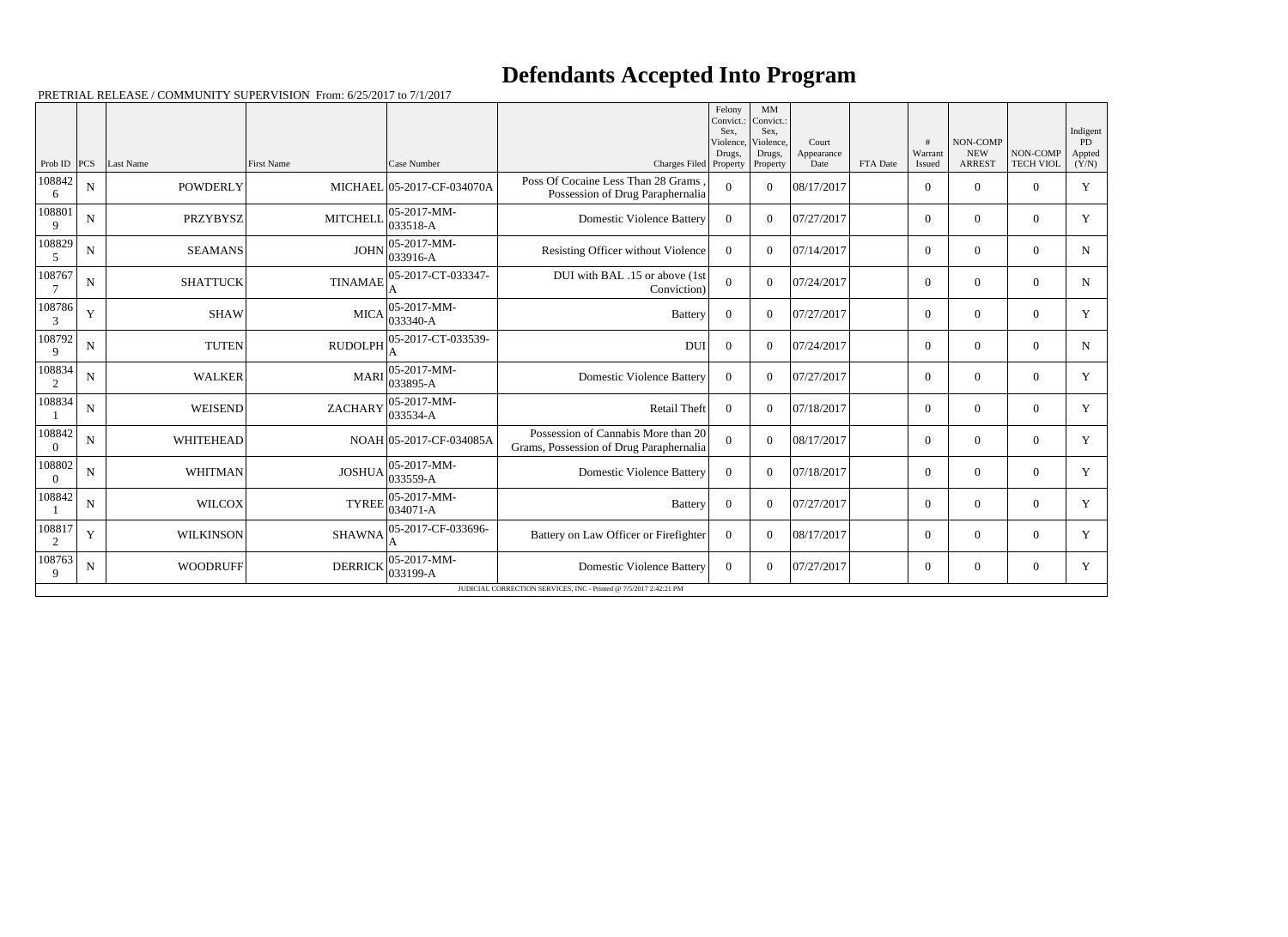# Defendants Accepted Into Program

PRETRIAL RELEASE / COMMUNITY SUPERVISION From: 6/25/2017 to 7/1/2017

| Prob ID | PCS | Last Name | First Name | Case Number | Charges Filed | Felony Convict.: Sex, Violence, Drugs, Property | MM Convict.: Sex, Violence, Drugs, Property | Court Appearance Date | FTA Date | # Warrant Issued | NON-COMP NEW ARREST | NON-COMP TECH VIOL | Indigent PD Appted (Y/N) |
|---|---|---|---|---|---|---|---|---|---|---|---|---|---|
| 1088426 | N | POWDERLY | MICHAEL | 05-2017-CF-034070A | Poss Of Cocaine Less Than 28 Grams , Possession of Drug Paraphernalia | 0 | 0 | 08/17/2017 | | 0 | 0 | 0 | Y |
| 1088019 | N | PRZYBYSZ | MITCHELL | 05-2017-MM-033518-A | Domestic Violence Battery | 0 | 0 | 07/27/2017 | | 0 | 0 | 0 | Y |
| 1088295 | N | SEAMANS | JOHN | 05-2017-MM-033916-A | Resisting Officer without Violence | 0 | 0 | 07/14/2017 | | 0 | 0 | 0 | N |
| 1087677 | N | SHATTUCK | TINAMAE | 05-2017-CT-033347-A | DUI with BAL .15 or above (1st Conviction) | 0 | 0 | 07/24/2017 | | 0 | 0 | 0 | N |
| 1087863 | Y | SHAW | MICA | 05-2017-MM-033340-A | Battery | 0 | 0 | 07/27/2017 | | 0 | 0 | 0 | Y |
| 1087929 | N | TUTEN | RUDOLPH | 05-2017-CT-033539-A | DUI | 0 | 0 | 07/24/2017 | | 0 | 0 | 0 | N |
| 1088342 | N | WALKER | MARI | 05-2017-MM-033895-A | Domestic Violence Battery | 0 | 0 | 07/27/2017 | | 0 | 0 | 0 | Y |
| 1088341 | N | WEISEND | ZACHARY | 05-2017-MM-033534-A | Retail Theft | 0 | 0 | 07/18/2017 | | 0 | 0 | 0 | Y |
| 1088420 | N | WHITEHEAD | NOAH | 05-2017-CF-034085A | Possession of Cannabis More than 20 Grams, Possession of Drug Paraphernalia | 0 | 0 | 08/17/2017 | | 0 | 0 | 0 | Y |
| 1088020 | N | WHITMAN | JOSHUA | 05-2017-MM-033559-A | Domestic Violence Battery | 0 | 0 | 07/18/2017 | | 0 | 0 | 0 | Y |
| 1088421 | N | WILCOX | TYREE | 05-2017-MM-034071-A | Battery | 0 | 0 | 07/27/2017 | | 0 | 0 | 0 | Y |
| 1088172 | Y | WILKINSON | SHAWNA | 05-2017-CF-033696-A | Battery on Law Officer or Firefighter | 0 | 0 | 08/17/2017 | | 0 | 0 | 0 | Y |
| 1087639 | N | WOODRUFF | DERRICK | 05-2017-MM-033199-A | Domestic Violence Battery | 0 | 0 | 07/27/2017 | | 0 | 0 | 0 | Y |

JUDICIAL CORRECTION SERVICES, INC - Printed @ 7/5/2017 2:42:21 PM